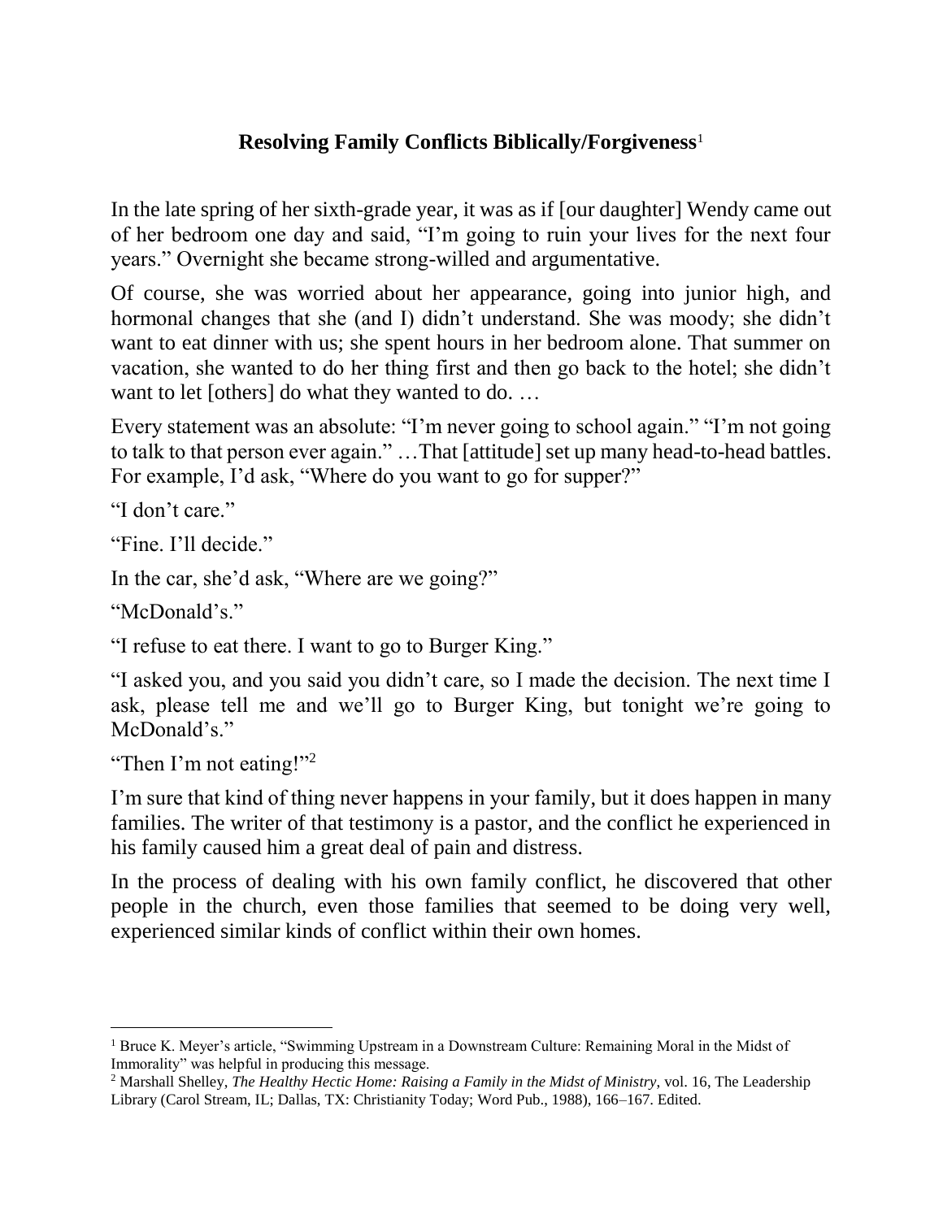# Resolving Family Conflicts Biblically/Forgiveness[1]

In the late spring of her sixth-grade year, it was as if [our daughter] Wendy came out of her bedroom one day and said, "I'm going to ruin your lives for the next four years." Overnight she became strong-willed and argumentative.

Of course, she was worried about her appearance, going into junior high, and hormonal changes that she (and I) didn't understand. She was moody; she didn't want to eat dinner with us; she spent hours in her bedroom alone. That summer on vacation, she wanted to do her thing first and then go back to the hotel; she didn't want to let [others] do what they wanted to do. …

Every statement was an absolute: "I'm never going to school again." "I'm not going to talk to that person ever again." …That [attitude] set up many head-to-head battles. For example, I'd ask, "Where do you want to go for supper?"

"I don't care."

"Fine. I'll decide."

In the car, she'd ask, "Where are we going?"

"McDonald's."

"I refuse to eat there. I want to go to Burger King."

"I asked you, and you said you didn't care, so I made the decision. The next time I ask, please tell me and we'll go to Burger King, but tonight we're going to McDonald's."

"Then I'm not eating!"[2]

I'm sure that kind of thing never happens in your family, but it does happen in many families. The writer of that testimony is a pastor, and the conflict he experienced in his family caused him a great deal of pain and distress.

In the process of dealing with his own family conflict, he discovered that other people in the church, even those families that seemed to be doing very well, experienced similar kinds of conflict within their own homes.

---

[1] Bruce K. Meyer's article, "Swimming Upstream in a Downstream Culture: Remaining Moral in the Midst of Immorality" was helpful in producing this message.

[2] Marshall Shelley, *The Healthy Hectic Home: Raising a Family in the Midst of Ministry*, vol. 16, The Leadership Library (Carol Stream, IL; Dallas, TX: Christianity Today; Word Pub., 1988), 166–167. Edited.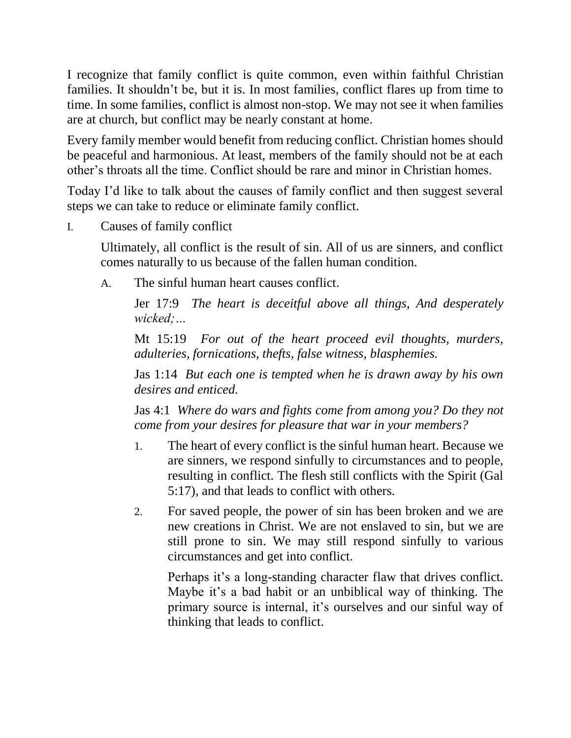I recognize that family conflict is quite common, even within faithful Christian families. It shouldn't be, but it is. In most families, conflict flares up from time to time. In some families, conflict is almost non-stop. We may not see it when families are at church, but conflict may be nearly constant at home.

Every family member would benefit from reducing conflict. Christian homes should be peaceful and harmonious. At least, members of the family should not be at each other's throats all the time. Conflict should be rare and minor in Christian homes.

Today I'd like to talk about the causes of family conflict and then suggest several steps we can take to reduce or eliminate family conflict.

I. Causes of family conflict

Ultimately, all conflict is the result of sin. All of us are sinners, and conflict comes naturally to us because of the fallen human condition.

A. The sinful human heart causes conflict.

Jer 17:9 *The heart is deceitful above all things, And desperately wicked;…*

Mt 15:19 *For out of the heart proceed evil thoughts, murders, adulteries, fornications, thefts, false witness, blasphemies.*

Jas 1:14 *But each one is tempted when he is drawn away by his own desires and enticed.*

Jas 4:1 *Where do wars and fights come from among you? Do they not come from your desires for pleasure that war in your members?*

1. The heart of every conflict is the sinful human heart. Because we are sinners, we respond sinfully to circumstances and to people, resulting in conflict. The flesh still conflicts with the Spirit (Gal 5:17), and that leads to conflict with others.

2. For saved people, the power of sin has been broken and we are new creations in Christ. We are not enslaved to sin, but we are still prone to sin. We may still respond sinfully to various circumstances and get into conflict.

   Perhaps it's a long-standing character flaw that drives conflict. Maybe it's a bad habit or an unbiblical way of thinking. The primary source is internal, it's ourselves and our sinful way of thinking that leads to conflict.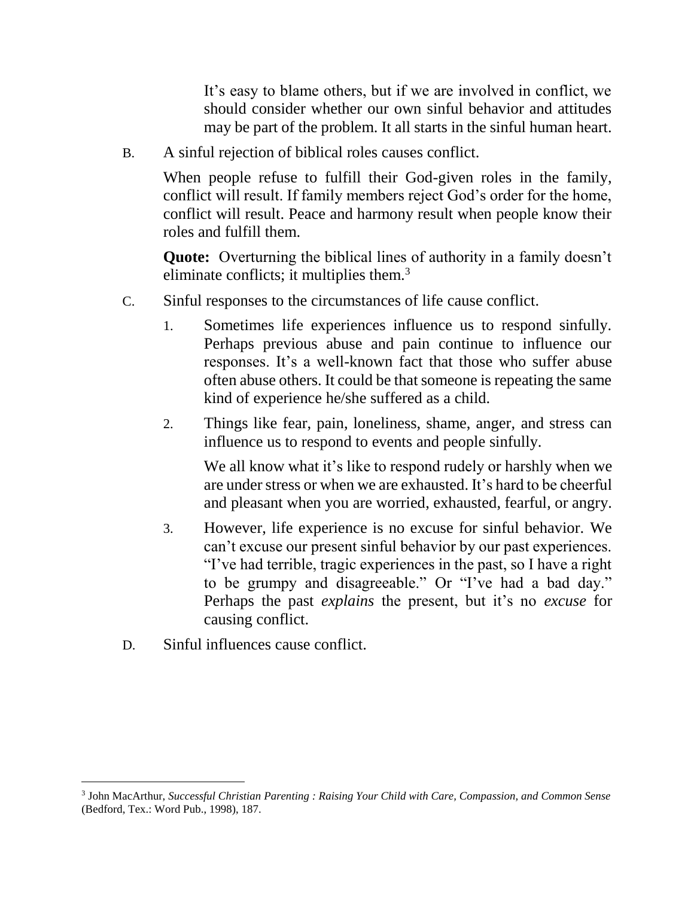It's easy to blame others, but if we are involved in conflict, we should consider whether our own sinful behavior and attitudes may be part of the problem. It all starts in the sinful human heart.

B. A sinful rejection of biblical roles causes conflict.

When people refuse to fulfill their God-given roles in the family, conflict will result. If family members reject God's order for the home, conflict will result. Peace and harmony result when people know their roles and fulfill them.

**Quote:** Overturning the biblical lines of authority in a family doesn't eliminate conflicts; it multiplies them.[3]

C. Sinful responses to the circumstances of life cause conflict.

1. Sometimes life experiences influence us to respond sinfully. Perhaps previous abuse and pain continue to influence our responses. It's a well-known fact that those who suffer abuse often abuse others. It could be that someone is repeating the same kind of experience he/she suffered as a child.

2. Things like fear, pain, loneliness, shame, anger, and stress can influence us to respond to events and people sinfully.

   We all know what it's like to respond rudely or harshly when we are under stress or when we are exhausted. It's hard to be cheerful and pleasant when you are worried, exhausted, fearful, or angry.

3. However, life experience is no excuse for sinful behavior. We can't excuse our present sinful behavior by our past experiences. "I've had terrible, tragic experiences in the past, so I have a right to be grumpy and disagreeable." Or "I've had a bad day." Perhaps the past *explains* the present, but it's no *excuse* for causing conflict.

D. Sinful influences cause conflict.

---

[3] John MacArthur, *Successful Christian Parenting : Raising Your Child with Care, Compassion, and Common Sense* (Bedford, Tex.: Word Pub., 1998), 187.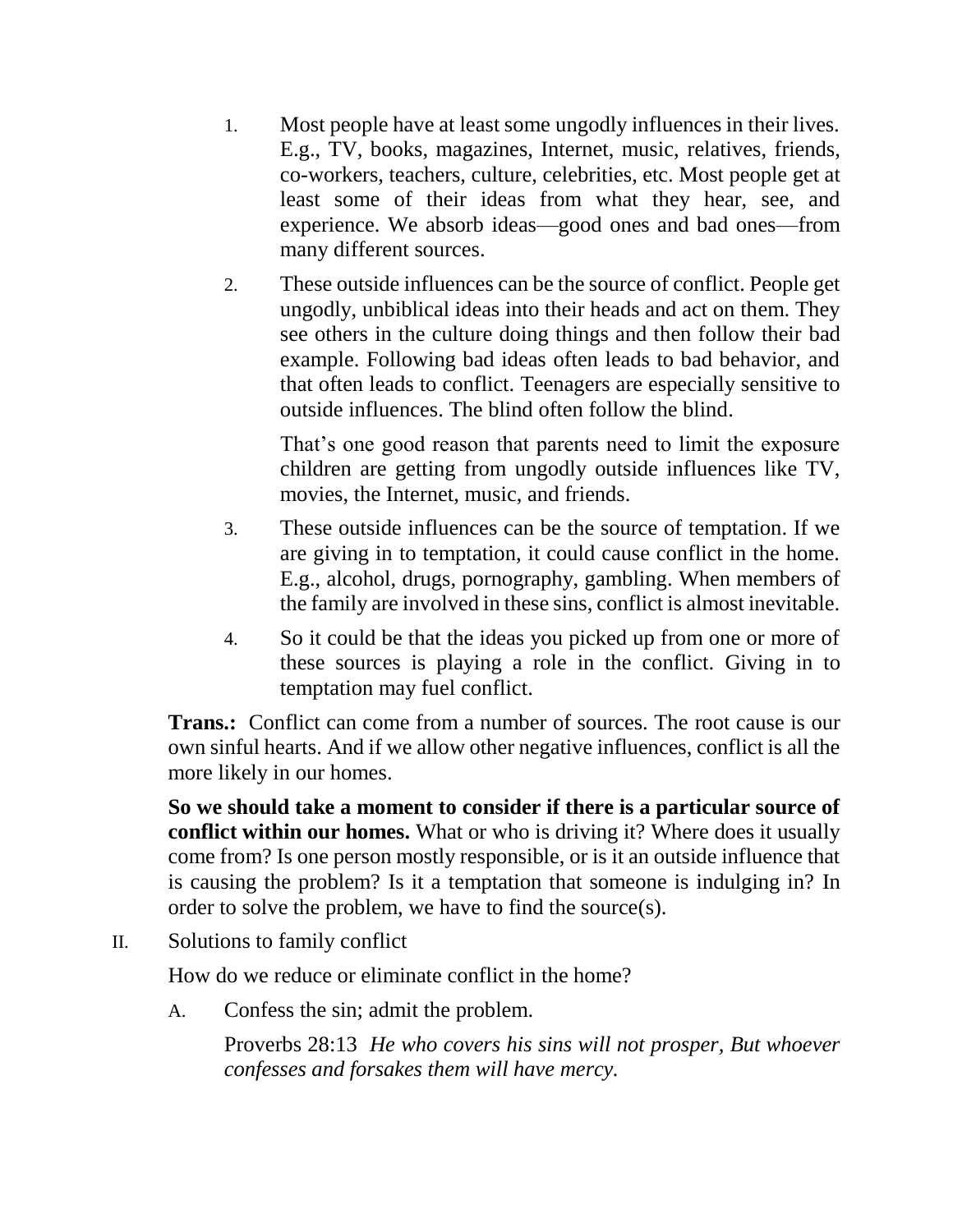1. Most people have at least some ungodly influences in their lives. E.g., TV, books, magazines, Internet, music, relatives, friends, co-workers, teachers, culture, celebrities, etc. Most people get at least some of their ideas from what they hear, see, and experience. We absorb ideas—good ones and bad ones—from many different sources.

2. These outside influences can be the source of conflict. People get ungodly, unbiblical ideas into their heads and act on them. They see others in the culture doing things and then follow their bad example. Following bad ideas often leads to bad behavior, and that often leads to conflict. Teenagers are especially sensitive to outside influences. The blind often follow the blind.

   That's one good reason that parents need to limit the exposure children are getting from ungodly outside influences like TV, movies, the Internet, music, and friends.

3. These outside influences can be the source of temptation. If we are giving in to temptation, it could cause conflict in the home. E.g., alcohol, drugs, pornography, gambling. When members of the family are involved in these sins, conflict is almost inevitable.

4. So it could be that the ideas you picked up from one or more of these sources is playing a role in the conflict. Giving in to temptation may fuel conflict.

**Trans.:** Conflict can come from a number of sources. The root cause is our own sinful hearts. And if we allow other negative influences, conflict is all the more likely in our homes.

**So we should take a moment to consider if there is a particular source of conflict within our homes.** What or who is driving it? Where does it usually come from? Is one person mostly responsible, or is it an outside influence that is causing the problem? Is it a temptation that someone is indulging in? In order to solve the problem, we have to find the source(s).

II. Solutions to family conflict

How do we reduce or eliminate conflict in the home?

A. Confess the sin; admit the problem.

Proverbs 28:13 *He who covers his sins will not prosper, But whoever confesses and forsakes them will have mercy.*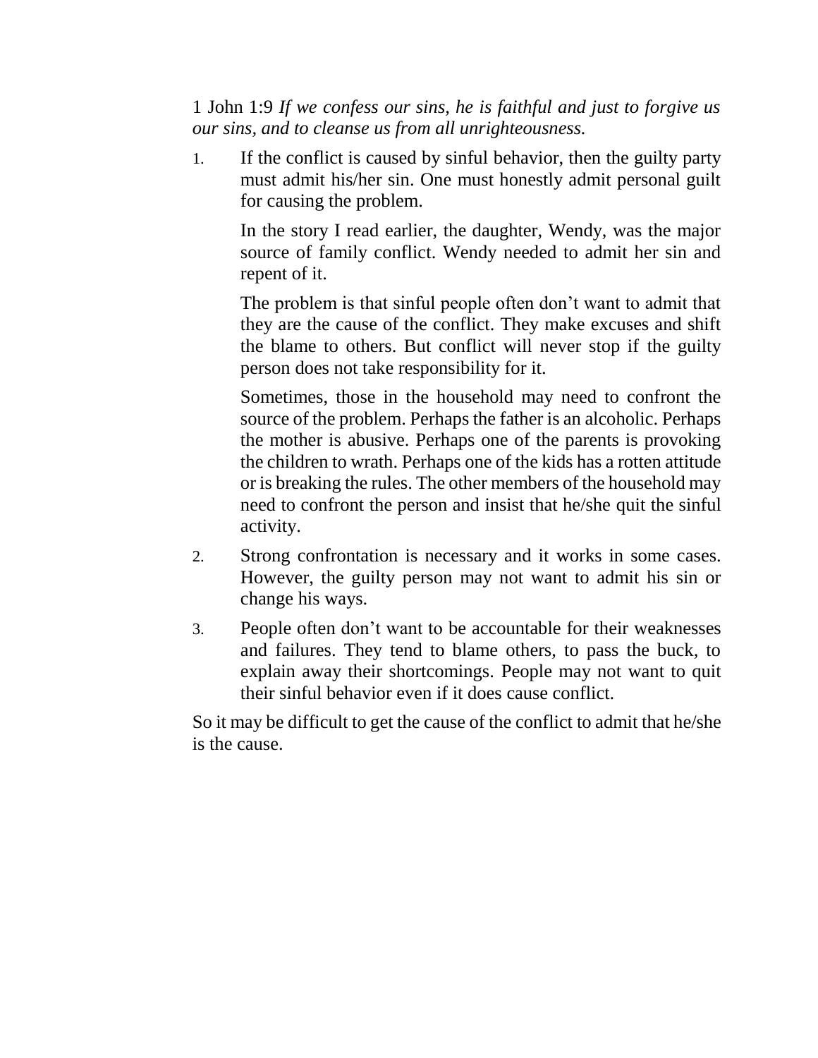1 John 1:9 *If we confess our sins, he is faithful and just to forgive us our sins, and to cleanse us from all unrighteousness.*

1. If the conflict is caused by sinful behavior, then the guilty party must admit his/her sin. One must honestly admit personal guilt for causing the problem.

   In the story I read earlier, the daughter, Wendy, was the major source of family conflict. Wendy needed to admit her sin and repent of it.

   The problem is that sinful people often don't want to admit that they are the cause of the conflict. They make excuses and shift the blame to others. But conflict will never stop if the guilty person does not take responsibility for it.

   Sometimes, those in the household may need to confront the source of the problem. Perhaps the father is an alcoholic. Perhaps the mother is abusive. Perhaps one of the parents is provoking the children to wrath. Perhaps one of the kids has a rotten attitude or is breaking the rules. The other members of the household may need to confront the person and insist that he/she quit the sinful activity.

2. Strong confrontation is necessary and it works in some cases. However, the guilty person may not want to admit his sin or change his ways.

3. People often don't want to be accountable for their weaknesses and failures. They tend to blame others, to pass the buck, to explain away their shortcomings. People may not want to quit their sinful behavior even if it does cause conflict.

So it may be difficult to get the cause of the conflict to admit that he/she is the cause.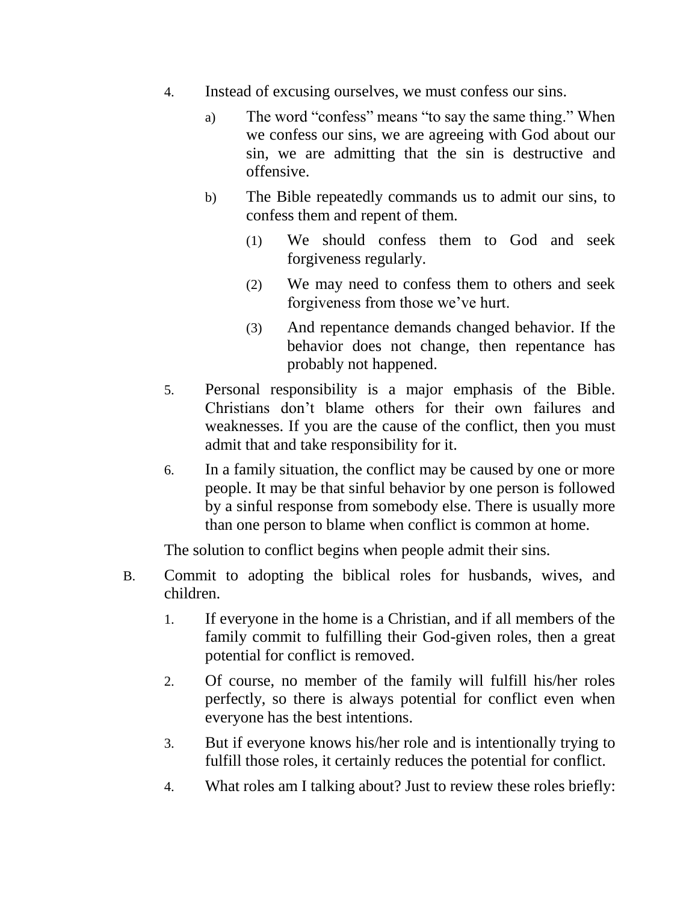4. Instead of excusing ourselves, we must confess our sins.

    a) The word "confess" means "to say the same thing." When we confess our sins, we are agreeing with God about our sin, we are admitting that the sin is destructive and offensive.

    b) The Bible repeatedly commands us to admit our sins, to confess them and repent of them.

        (1) We should confess them to God and seek forgiveness regularly.

        (2) We may need to confess them to others and seek forgiveness from those we've hurt.

        (3) And repentance demands changed behavior. If the behavior does not change, then repentance has probably not happened.

5. Personal responsibility is a major emphasis of the Bible. Christians don't blame others for their own failures and weaknesses. If you are the cause of the conflict, then you must admit that and take responsibility for it.

6. In a family situation, the conflict may be caused by one or more people. It may be that sinful behavior by one person is followed by a sinful response from somebody else. There is usually more than one person to blame when conflict is common at home.

The solution to conflict begins when people admit their sins.

B. Commit to adopting the biblical roles for husbands, wives, and children.

1. If everyone in the home is a Christian, and if all members of the family commit to fulfilling their God-given roles, then a great potential for conflict is removed.

2. Of course, no member of the family will fulfill his/her roles perfectly, so there is always potential for conflict even when everyone has the best intentions.

3. But if everyone knows his/her role and is intentionally trying to fulfill those roles, it certainly reduces the potential for conflict.

4. What roles am I talking about? Just to review these roles briefly: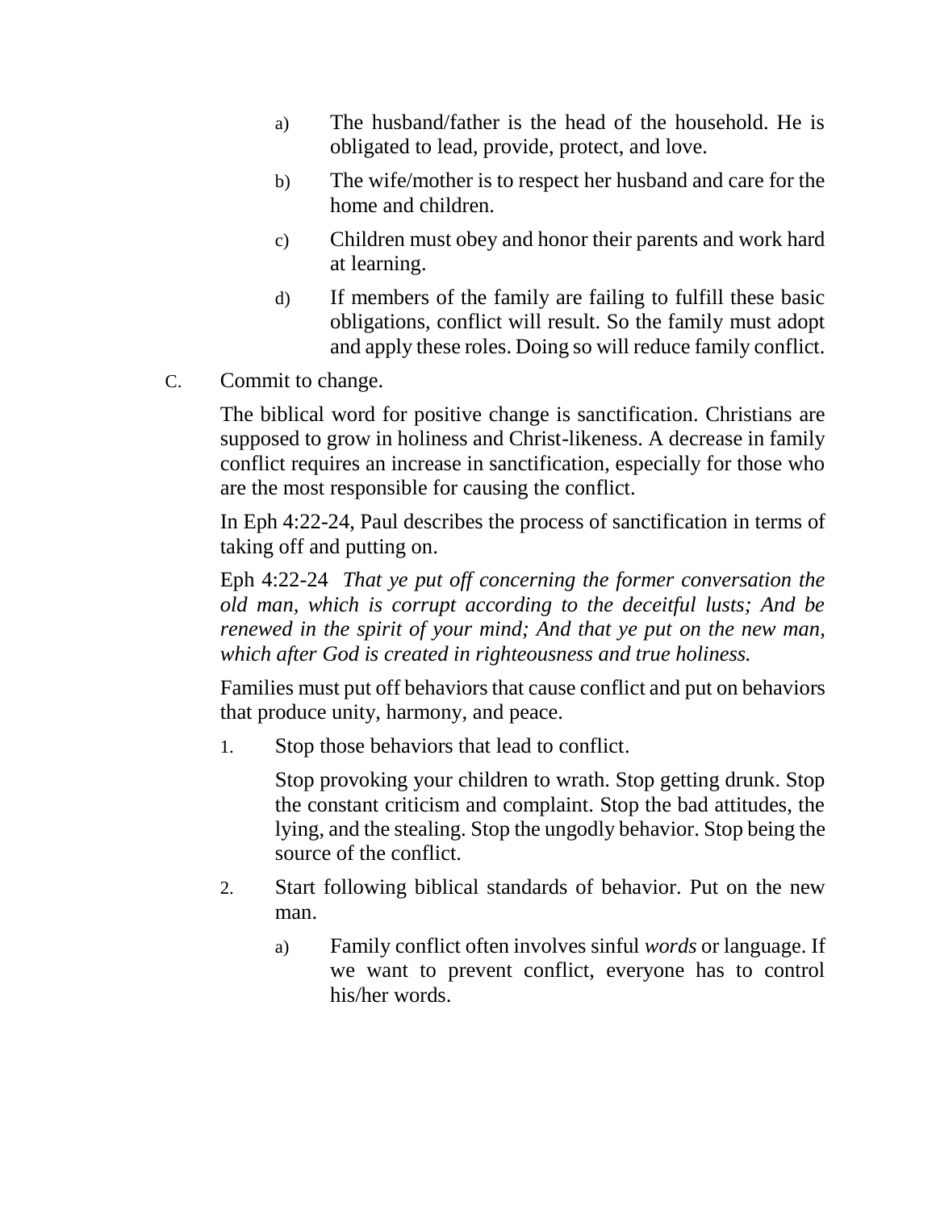a) The husband/father is the head of the household. He is obligated to lead, provide, protect, and love.

b) The wife/mother is to respect her husband and care for the home and children.

c) Children must obey and honor their parents and work hard at learning.

d) If members of the family are failing to fulfill these basic obligations, conflict will result. So the family must adopt and apply these roles. Doing so will reduce family conflict.

C. Commit to change.

The biblical word for positive change is sanctification. Christians are supposed to grow in holiness and Christ-likeness. A decrease in family conflict requires an increase in sanctification, especially for those who are the most responsible for causing the conflict.

In Eph 4:22-24, Paul describes the process of sanctification in terms of taking off and putting on.

Eph 4:22-24 *That ye put off concerning the former conversation the old man, which is corrupt according to the deceitful lusts; And be renewed in the spirit of your mind; And that ye put on the new man, which after God is created in righteousness and true holiness.*

Families must put off behaviors that cause conflict and put on behaviors that produce unity, harmony, and peace.

1. Stop those behaviors that lead to conflict.

   Stop provoking your children to wrath. Stop getting drunk. Stop the constant criticism and complaint. Stop the bad attitudes, the lying, and the stealing. Stop the ungodly behavior. Stop being the source of the conflict.

2. Start following biblical standards of behavior. Put on the new man.

   a) Family conflict often involves sinful *words* or language. If we want to prevent conflict, everyone has to control his/her words.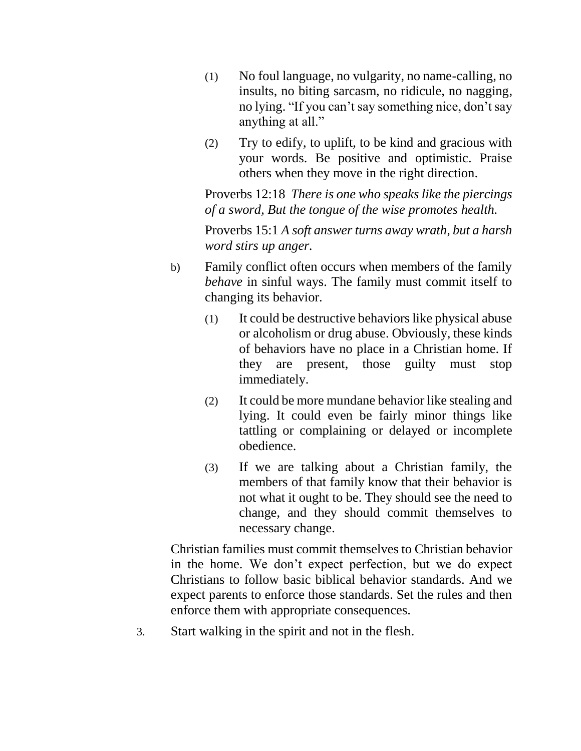(1) No foul language, no vulgarity, no name-calling, no insults, no biting sarcasm, no ridicule, no nagging, no lying. “If you can’t say something nice, don’t say anything at all.”

(2) Try to edify, to uplift, to be kind and gracious with your words. Be positive and optimistic. Praise others when they move in the right direction.

Proverbs 12:18 *There is one who speaks like the piercings of a sword, But the tongue of the wise promotes health.*

Proverbs 15:1 *A soft answer turns away wrath, but a harsh word stirs up anger.*

b) Family conflict often occurs when members of the family *behave* in sinful ways. The family must commit itself to changing its behavior.

(1) It could be destructive behaviors like physical abuse or alcoholism or drug abuse. Obviously, these kinds of behaviors have no place in a Christian home. If they are present, those guilty must stop immediately.

(2) It could be more mundane behavior like stealing and lying. It could even be fairly minor things like tattling or complaining or delayed or incomplete obedience.

(3) If we are talking about a Christian family, the members of that family know that their behavior is not what it ought to be. They should see the need to change, and they should commit themselves to necessary change.

Christian families must commit themselves to Christian behavior in the home. We don’t expect perfection, but we do expect Christians to follow basic biblical behavior standards. And we expect parents to enforce those standards. Set the rules and then enforce them with appropriate consequences.

3. Start walking in the spirit and not in the flesh.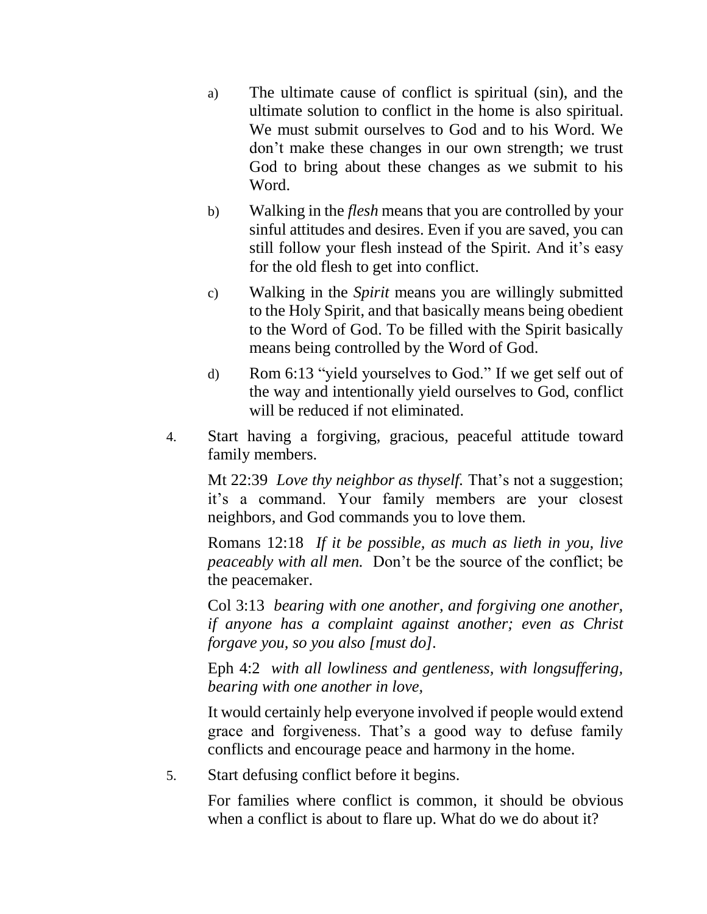a) The ultimate cause of conflict is spiritual (sin), and the ultimate solution to conflict in the home is also spiritual. We must submit ourselves to God and to his Word. We don't make these changes in our own strength; we trust God to bring about these changes as we submit to his Word.

b) Walking in the *flesh* means that you are controlled by your sinful attitudes and desires. Even if you are saved, you can still follow your flesh instead of the Spirit. And it's easy for the old flesh to get into conflict.

c) Walking in the *Spirit* means you are willingly submitted to the Holy Spirit, and that basically means being obedient to the Word of God. To be filled with the Spirit basically means being controlled by the Word of God.

d) Rom 6:13 "yield yourselves to God." If we get self out of the way and intentionally yield ourselves to God, conflict will be reduced if not eliminated.

4. Start having a forgiving, gracious, peaceful attitude toward family members.

   Mt 22:39 *Love thy neighbor as thyself.* That's not a suggestion; it's a command. Your family members are your closest neighbors, and God commands you to love them.

   Romans 12:18 *If it be possible, as much as lieth in you, live peaceably with all men.* Don't be the source of the conflict; be the peacemaker.

   Col 3:13 *bearing with one another, and forgiving one another, if anyone has a complaint against another; even as Christ forgave you, so you also [must do].*

   Eph 4:2 *with all lowliness and gentleness, with longsuffering, bearing with one another in love,*

   It would certainly help everyone involved if people would extend grace and forgiveness. That's a good way to defuse family conflicts and encourage peace and harmony in the home.

5. Start defusing conflict before it begins.

   For families where conflict is common, it should be obvious when a conflict is about to flare up. What do we do about it?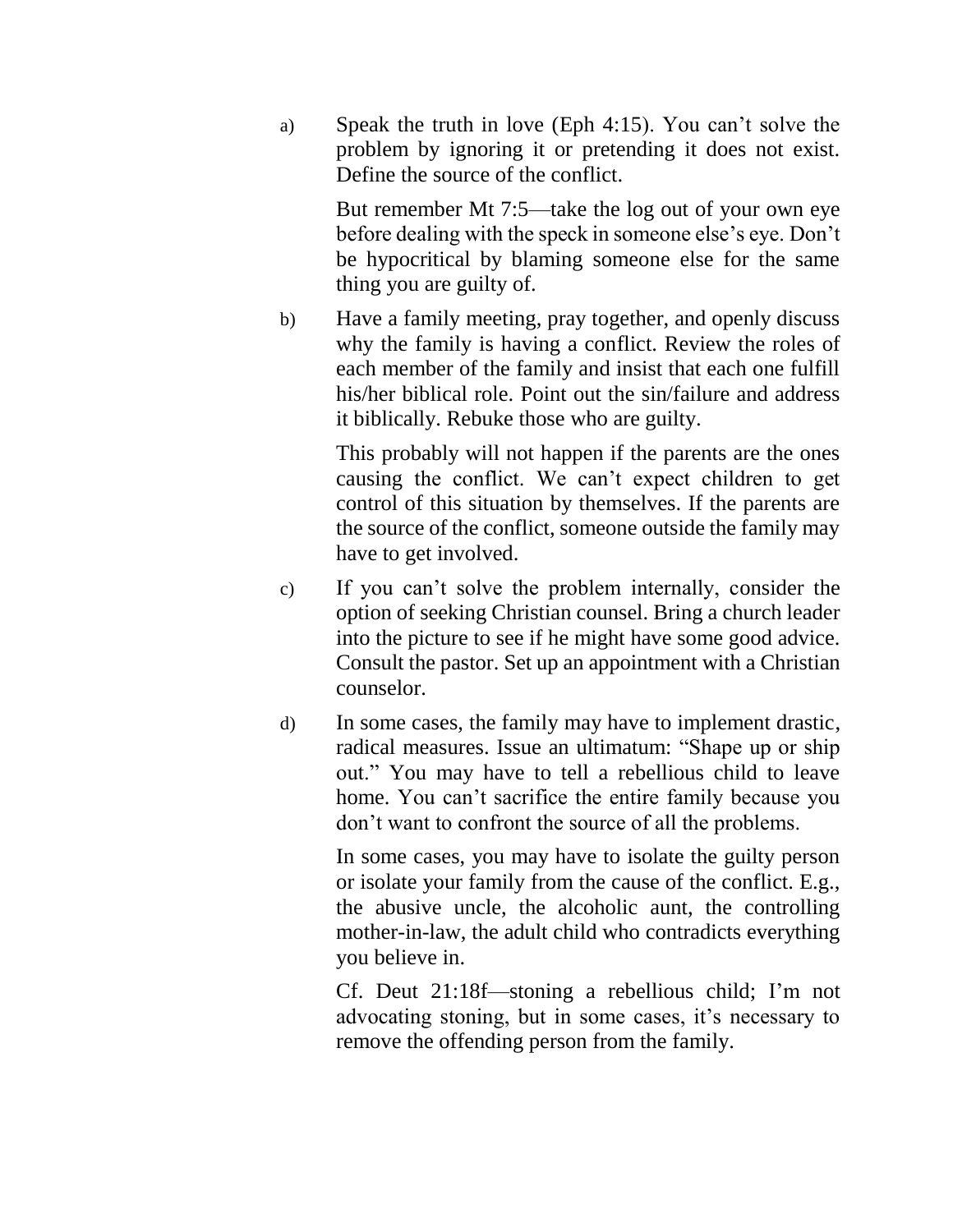a) Speak the truth in love (Eph 4:15). You can't solve the problem by ignoring it or pretending it does not exist. Define the source of the conflict.

   But remember Mt 7:5—take the log out of your own eye before dealing with the speck in someone else's eye. Don't be hypocritical by blaming someone else for the same thing you are guilty of.

b) Have a family meeting, pray together, and openly discuss why the family is having a conflict. Review the roles of each member of the family and insist that each one fulfill his/her biblical role. Point out the sin/failure and address it biblically. Rebuke those who are guilty.

   This probably will not happen if the parents are the ones causing the conflict. We can't expect children to get control of this situation by themselves. If the parents are the source of the conflict, someone outside the family may have to get involved.

c) If you can't solve the problem internally, consider the option of seeking Christian counsel. Bring a church leader into the picture to see if he might have some good advice. Consult the pastor. Set up an appointment with a Christian counselor.

d) In some cases, the family may have to implement drastic, radical measures. Issue an ultimatum: "Shape up or ship out." You may have to tell a rebellious child to leave home. You can't sacrifice the entire family because you don't want to confront the source of all the problems.

   In some cases, you may have to isolate the guilty person or isolate your family from the cause of the conflict. E.g., the abusive uncle, the alcoholic aunt, the controlling mother-in-law, the adult child who contradicts everything you believe in.

   Cf. Deut 21:18f—stoning a rebellious child; I'm not advocating stoning, but in some cases, it's necessary to remove the offending person from the family.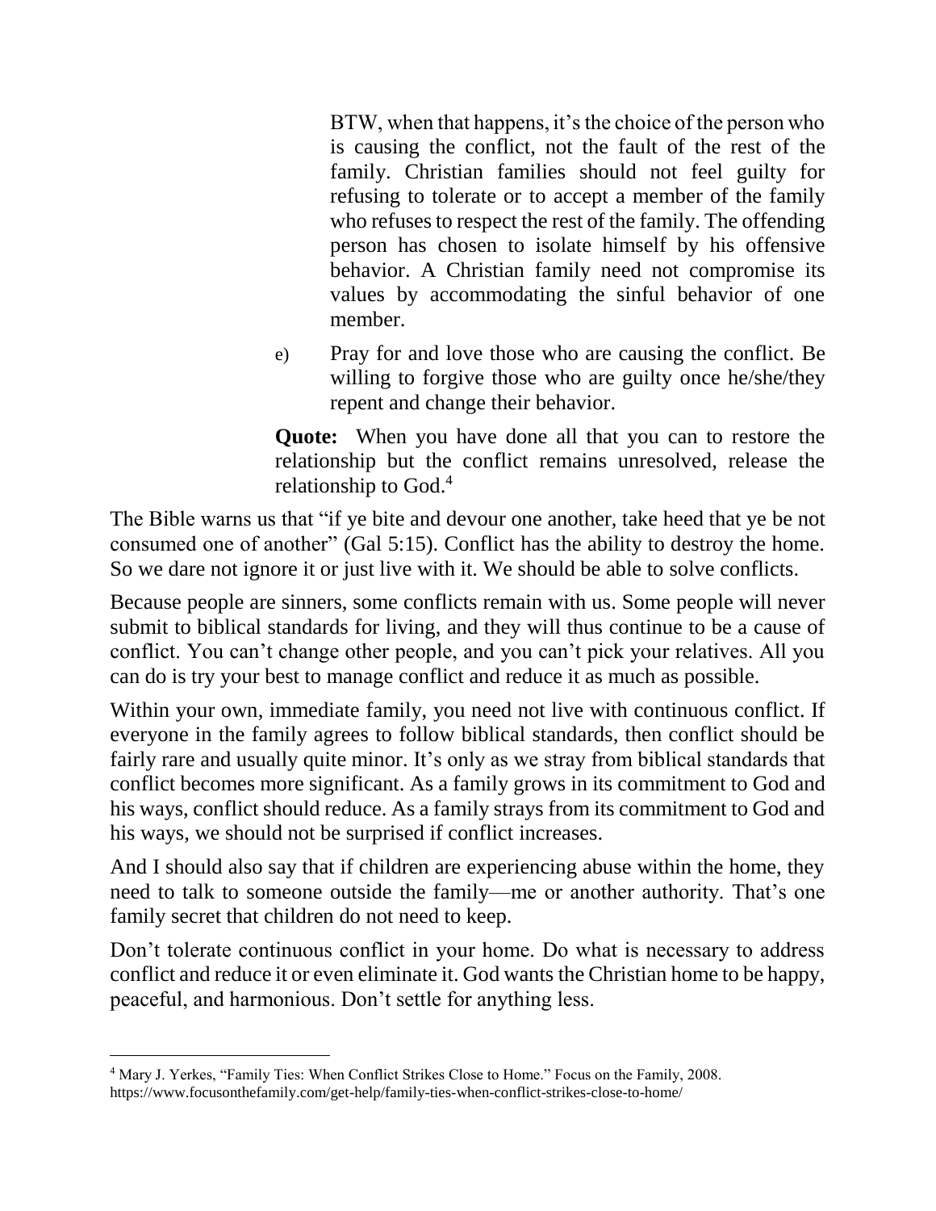BTW, when that happens, it's the choice of the person who is causing the conflict, not the fault of the rest of the family. Christian families should not feel guilty for refusing to tolerate or to accept a member of the family who refuses to respect the rest of the family. The offending person has chosen to isolate himself by his offensive behavior. A Christian family need not compromise its values by accommodating the sinful behavior of one member.

e) Pray for and love those who are causing the conflict. Be willing to forgive those who are guilty once he/she/they repent and change their behavior.

**Quote:** When you have done all that you can to restore the relationship but the conflict remains unresolved, release the relationship to God.[4]

The Bible warns us that "if ye bite and devour one another, take heed that ye be not consumed one of another" (Gal 5:15). Conflict has the ability to destroy the home. So we dare not ignore it or just live with it. We should be able to solve conflicts.

Because people are sinners, some conflicts remain with us. Some people will never submit to biblical standards for living, and they will thus continue to be a cause of conflict. You can't change other people, and you can't pick your relatives. All you can do is try your best to manage conflict and reduce it as much as possible.

Within your own, immediate family, you need not live with continuous conflict. If everyone in the family agrees to follow biblical standards, then conflict should be fairly rare and usually quite minor. It's only as we stray from biblical standards that conflict becomes more significant. As a family grows in its commitment to God and his ways, conflict should reduce. As a family strays from its commitment to God and his ways, we should not be surprised if conflict increases.

And I should also say that if children are experiencing abuse within the home, they need to talk to someone outside the family—me or another authority. That's one family secret that children do not need to keep.

Don't tolerate continuous conflict in your home. Do what is necessary to address conflict and reduce it or even eliminate it. God wants the Christian home to be happy, peaceful, and harmonious. Don't settle for anything less.

---

[4] Mary J. Yerkes, "Family Ties: When Conflict Strikes Close to Home." Focus on the Family, 2008. https://www.focusonthefamily.com/get-help/family-ties-when-conflict-strikes-close-to-home/